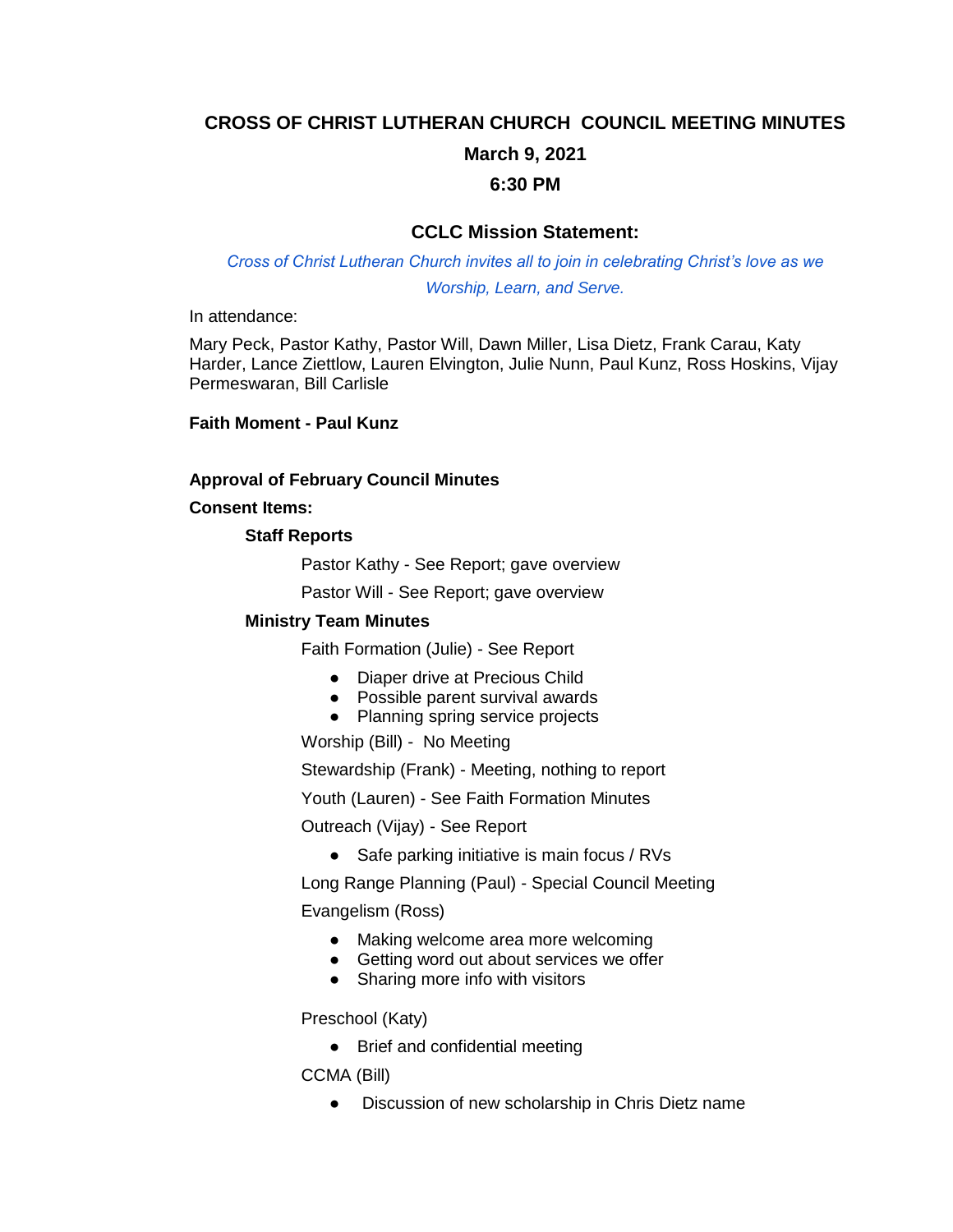# CROSS OF CHRIST LUTHERAN CHURCH COUNCIL MEETING MINUTES

**March 9, 2021**

**6:30 PM**

## CCLC Mission Statement:

*Cross of Christ Lutheran Church invites all to join in celebrating Christ's love as we Worship, Learn, and Serve.*

In attendance:

Mary Peck, Pastor Kathy, Pastor Will, Dawn Miller, Lisa Dietz, Frank Carau, Katy Harder, Lance Ziettlow, Lauren Elvington, Julie Nunn, Paul Kunz, Ross Hoskins, Vijay Permeswaran, Bill Carlisle

**Faith Moment - Paul Kunz**

**Approval of February Council Minutes**

**Consent Items:**

**Staff Reports**

Pastor Kathy - See Report; gave overview

Pastor Will - See Report; gave overview

**Ministry Team Minutes**

Faith Formation (Julie) - See Report

- Diaper drive at Precious Child
- Possible parent survival awards
- Planning spring service projects

Worship (Bill) - No Meeting

Stewardship (Frank) - Meeting, nothing to report

Youth (Lauren) - See Faith Formation Minutes

Outreach (Vijay) - See Report

- Safe parking initiative is main focus / RVs

Long Range Planning (Paul) - Special Council Meeting

Evangelism (Ross)

- Making welcome area more welcoming
- Getting word out about services we offer
- Sharing more info with visitors

Preschool (Katy)

- Brief and confidential meeting

CCMA (Bill)

- Discussion of new scholarship in Chris Dietz name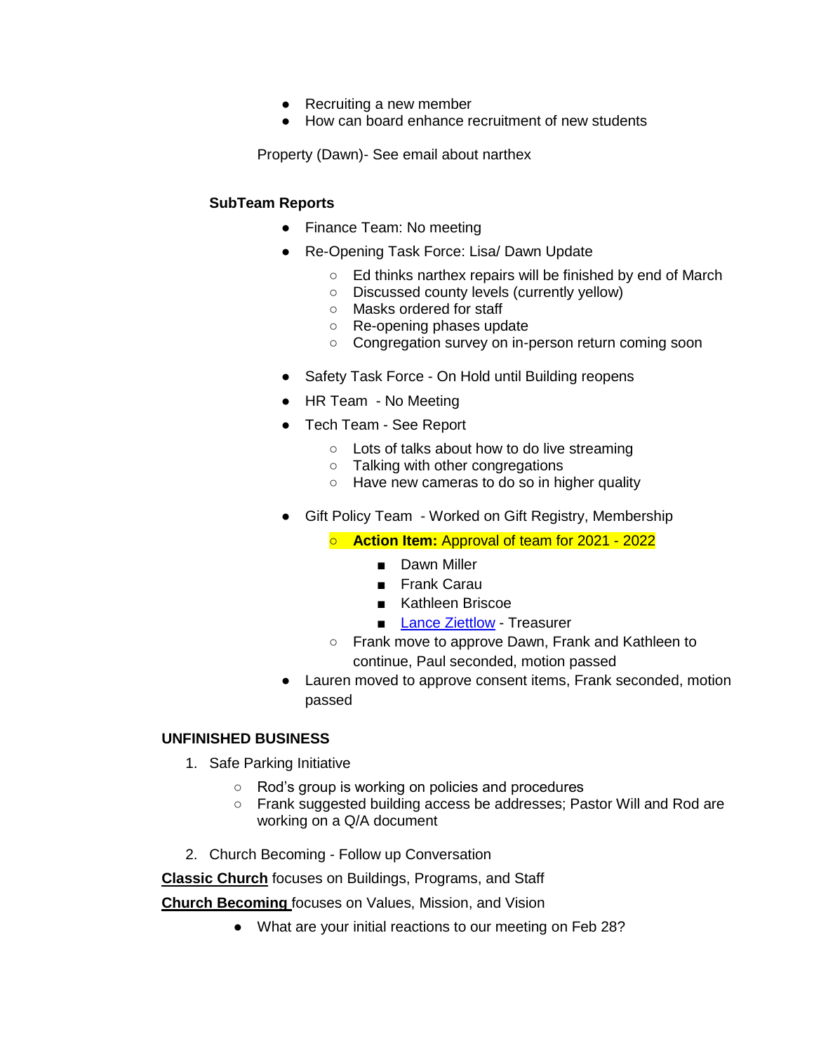- Recruiting a new member
- How can board enhance recruitment of new students

Property (Dawn)- See email about narthex

**SubTeam Reports**

- Finance Team: No meeting
- Re-Opening Task Force: Lisa/ Dawn Update
    - Ed thinks narthex repairs will be finished by end of March
    - Discussed county levels (currently yellow)
    - Masks ordered for staff
    - Re-opening phases update
    - Congregation survey on in-person return coming soon
- Safety Task Force - On Hold until Building reopens
- HR Team - No Meeting
- Tech Team - See Report
    - Lots of talks about how to do live streaming
    - Talking with other congregations
    - Have new cameras to do so in higher quality
- Gift Policy Team - Worked on Gift Registry, Membership
    - **Action Item:** Approval of team for 2021 - 2022
        - Dawn Miller
        - Frank Carau
        - Kathleen Briscoe
        - Lance Ziettlow - Treasurer
    - Frank move to approve Dawn, Frank and Kathleen to continue, Paul seconded, motion passed
- Lauren moved to approve consent items, Frank seconded, motion passed

**UNFINISHED BUSINESS**

1. Safe Parking Initiative
    - Rod's group is working on policies and procedures
    - Frank suggested building access be addresses; Pastor Will and Rod are working on a Q/A document
2. Church Becoming - Follow up Conversation

**Classic Church** focuses on Buildings, Programs, and Staff

**Church Becoming** focuses on Values, Mission, and Vision

- What are your initial reactions to our meeting on Feb 28?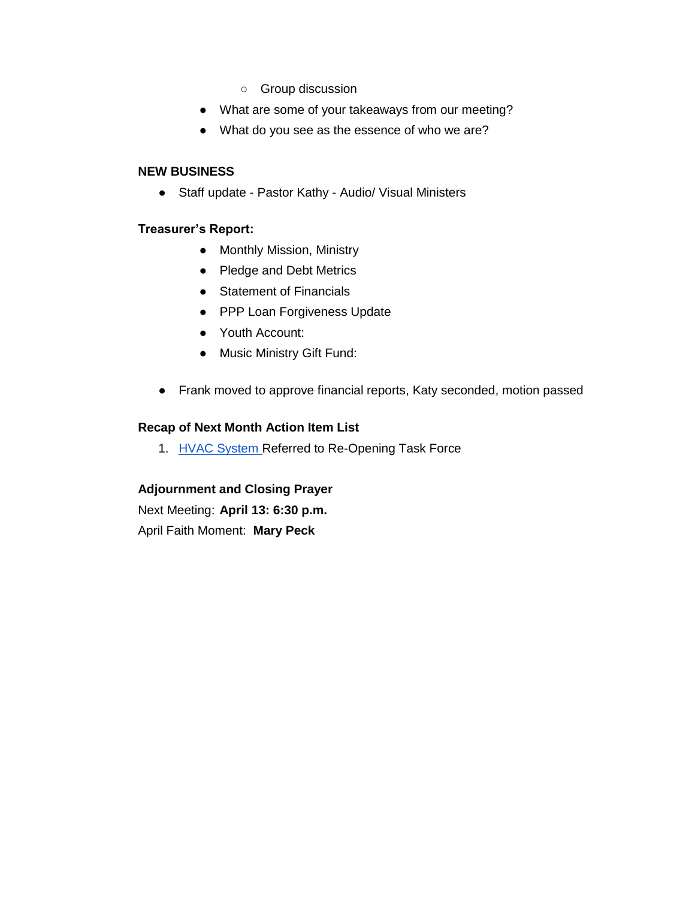- Group discussion
  - What are some of your takeaways from our meeting?
  - What do you see as the essence of who we are?

**NEW BUSINESS**

- Staff update - Pastor Kathy - Audio/ Visual Ministers

**Treasurer's Report:**

  - Monthly Mission, Ministry
  - Pledge and Debt Metrics
  - Statement of Financials
  - PPP Loan Forgiveness Update
  - Youth Account:
  - Music Ministry Gift Fund:

- Frank moved to approve financial reports, Katy seconded, motion passed

**Recap of Next Month Action Item List**

1. HVAC System Referred to Re-Opening Task Force

**Adjournment and Closing Prayer**

Next Meeting: **April 13: 6:30 p.m.**

April Faith Moment: **Mary Peck**